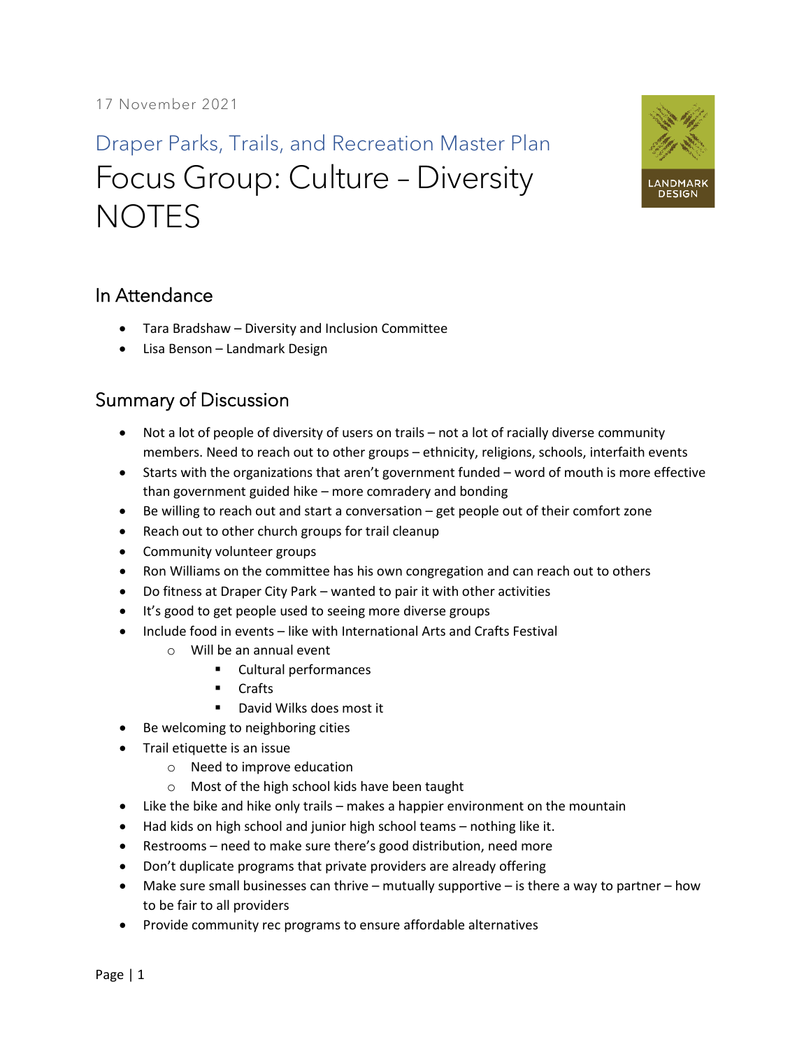17 November 2021

## Draper Parks, Trails, and Recreation Master Plan

# Focus Group: Culture – Diversity NOTES

## In Attendance

- Tara Bradshaw – Diversity and Inclusion Committee
- Lisa Benson – Landmark Design

## Summary of Discussion

- Not a lot of people of diversity of users on trails – not a lot of racially diverse community members. Need to reach out to other groups – ethnicity, religions, schools, interfaith events
- Starts with the organizations that aren't government funded – word of mouth is more effective than government guided hike – more comradery and bonding
- Be willing to reach out and start a conversation – get people out of their comfort zone
- Reach out to other church groups for trail cleanup
- Community volunteer groups
- Ron Williams on the committee has his own congregation and can reach out to others
- Do fitness at Draper City Park – wanted to pair it with other activities
- It's good to get people used to seeing more diverse groups
- Include food in events – like with International Arts and Crafts Festival
  - Will be an annual event
    - Cultural performances
    - Crafts
    - David Wilks does most it
- Be welcoming to neighboring cities
- Trail etiquette is an issue
  - Need to improve education
  - Most of the high school kids have been taught
- Like the bike and hike only trails – makes a happier environment on the mountain
- Had kids on high school and junior high school teams – nothing like it.
- Restrooms – need to make sure there's good distribution, need more
- Don't duplicate programs that private providers are already offering
- Make sure small businesses can thrive – mutually supportive – is there a way to partner – how to be fair to all providers
- Provide community rec programs to ensure affordable alternatives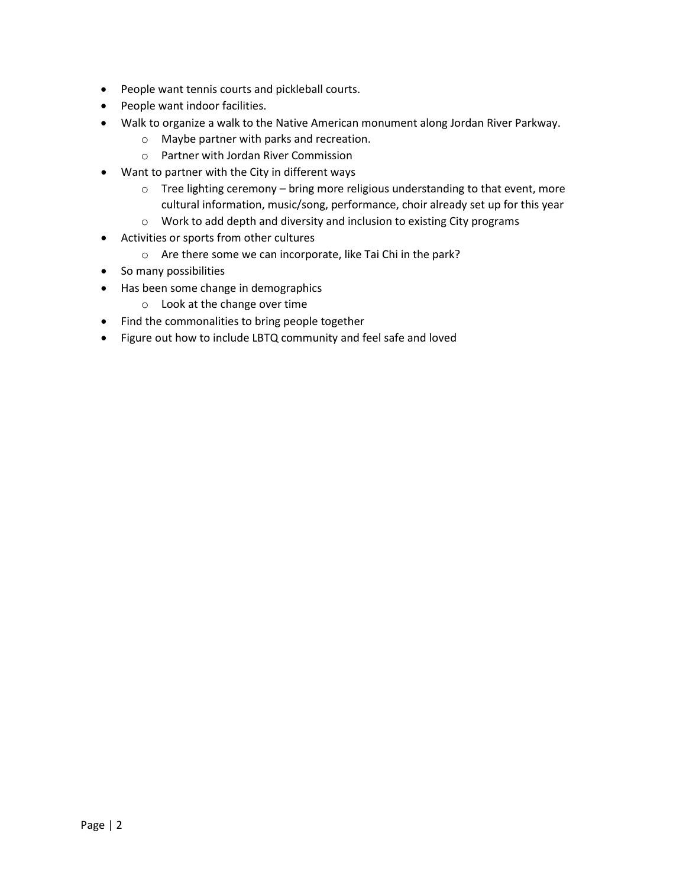- People want tennis courts and pickleball courts.
- People want indoor facilities.
- Walk to organize a walk to the Native American monument along Jordan River Parkway.
    - Maybe partner with parks and recreation.
    - Partner with Jordan River Commission
- Want to partner with the City in different ways
    - Tree lighting ceremony – bring more religious understanding to that event, more cultural information, music/song, performance, choir already set up for this year
    - Work to add depth and diversity and inclusion to existing City programs
- Activities or sports from other cultures
    - Are there some we can incorporate, like Tai Chi in the park?
- So many possibilities
- Has been some change in demographics
    - Look at the change over time
- Find the commonalities to bring people together
- Figure out how to include LBTQ community and feel safe and loved